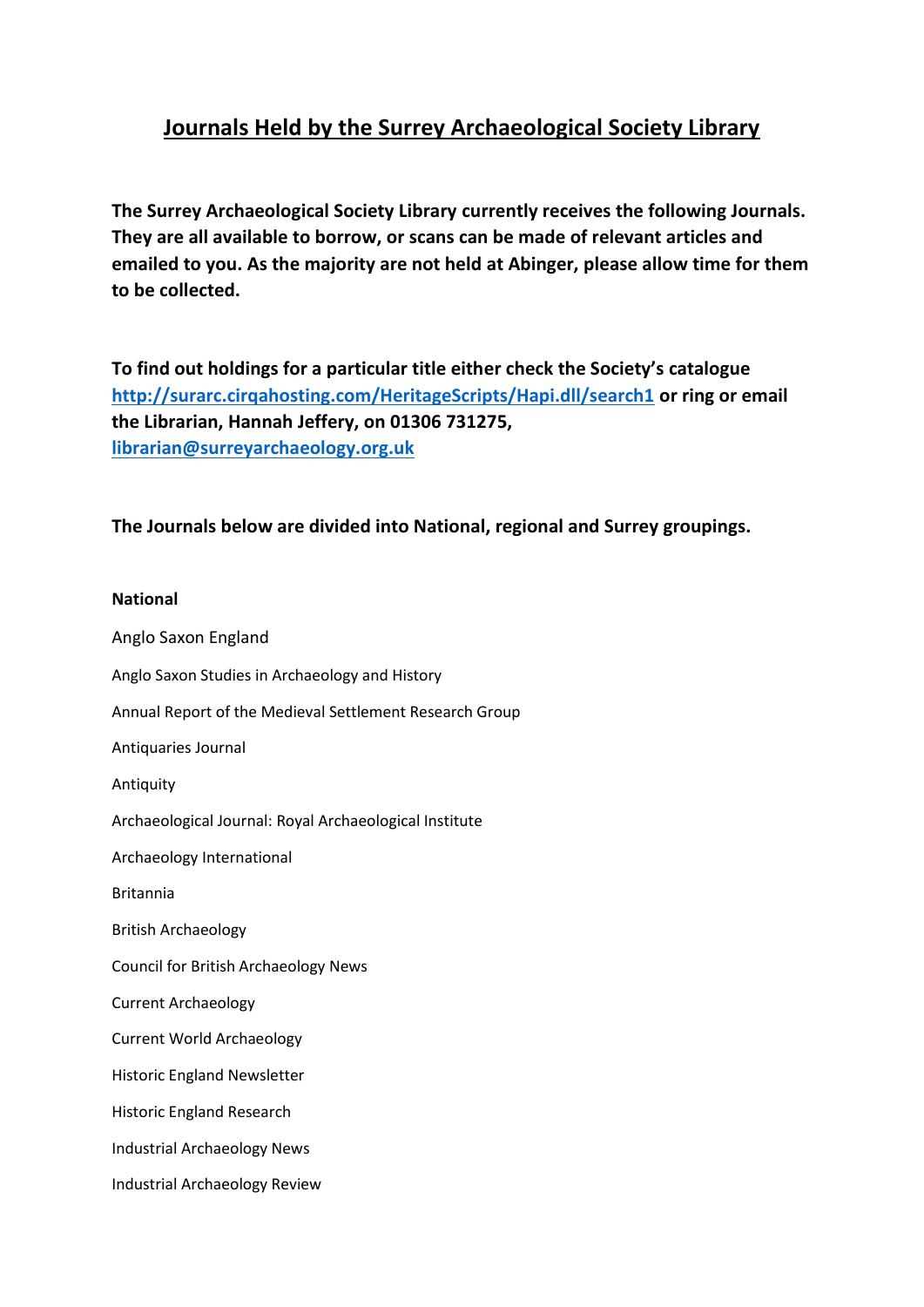# Journals Held by the Surrey Archaeological Society Library

**The Surrey Archaeological Society Library currently receives the following Journals. They are all available to borrow, or scans can be made of relevant articles and emailed to you. As the majority are not held at Abinger, please allow time for them to be collected.**

**To find out holdings for a particular title either check the Society's catalogue [http://surarc.cirqahosting.com/HeritageScripts/Hapi.dll/search1](http://surarc.cirqahosting.com/HeritageScripts/Hapi.dll/search1) or ring or email the Librarian, Hannah Jeffery, on 01306 731275, [librarian@surreyarchaeology.org.uk](mailto:librarian@surreyarchaeology.org.uk)**

**The Journals below are divided into National, regional and Surrey groupings.**

## National

Anglo Saxon England

Anglo Saxon Studies in Archaeology and History

Annual Report of the Medieval Settlement Research Group

Antiquaries Journal

Antiquity

Archaeological Journal: Royal Archaeological Institute

Archaeology International

Britannia

British Archaeology

Council for British Archaeology News

Current Archaeology

Current World Archaeology

Historic England Newsletter

Historic England Research

Industrial Archaeology News

Industrial Archaeology Review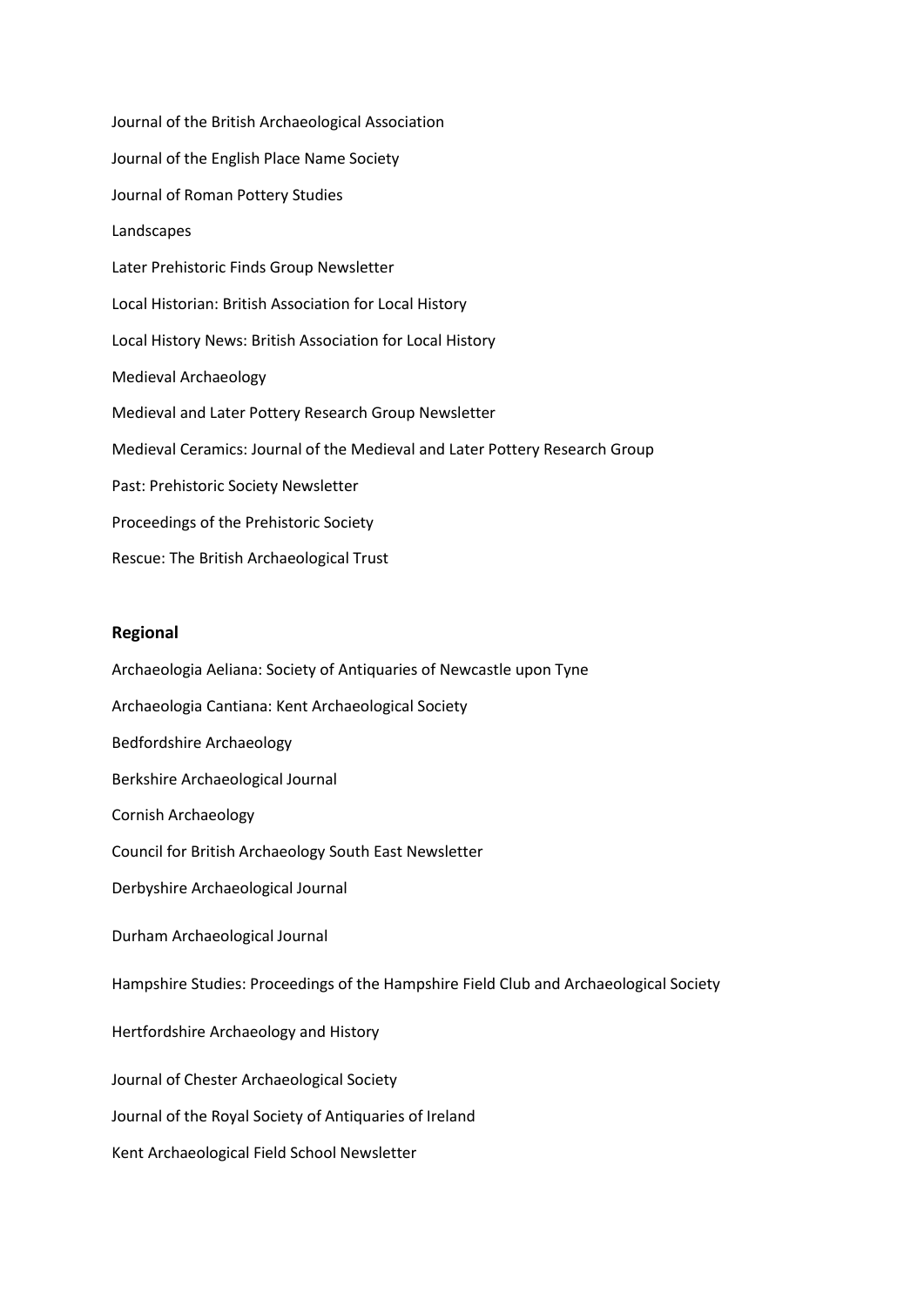Journal of the British Archaeological Association

Journal of the English Place Name Society

Journal of Roman Pottery Studies

Landscapes

Later Prehistoric Finds Group Newsletter

Local Historian: British Association for Local History

Local History News: British Association for Local History

Medieval Archaeology

Medieval and Later Pottery Research Group Newsletter

Medieval Ceramics: Journal of the Medieval and Later Pottery Research Group

Past: Prehistoric Society Newsletter

Proceedings of the Prehistoric Society

Rescue: The British Archaeological Trust

**Regional**

Archaeologia Aeliana: Society of Antiquaries of Newcastle upon Tyne

Archaeologia Cantiana: Kent Archaeological Society

Bedfordshire Archaeology

Berkshire Archaeological Journal

Cornish Archaeology

Council for British Archaeology South East Newsletter

Derbyshire Archaeological Journal

Durham Archaeological Journal

Hampshire Studies: Proceedings of the Hampshire Field Club and Archaeological Society

Hertfordshire Archaeology and History

Journal of Chester Archaeological Society

Journal of the Royal Society of Antiquaries of Ireland

Kent Archaeological Field School Newsletter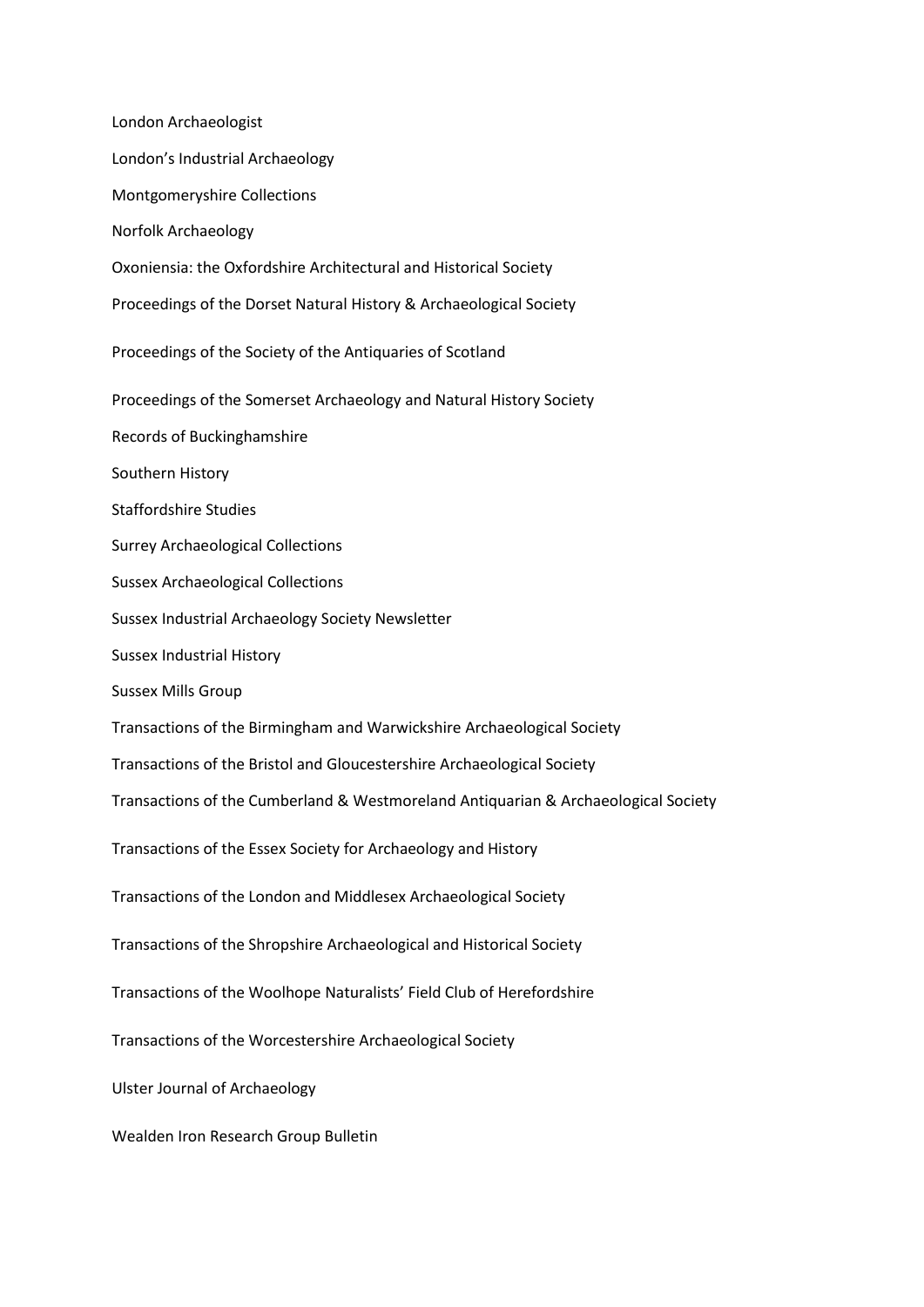London Archaeologist

London's Industrial Archaeology

Montgomeryshire Collections

Norfolk Archaeology

Oxoniensia: the Oxfordshire Architectural and Historical Society

Proceedings of the Dorset Natural History & Archaeological Society

Proceedings of the Society of the Antiquaries of Scotland

Proceedings of the Somerset Archaeology and Natural History Society

Records of Buckinghamshire

Southern History

Staffordshire Studies

Surrey Archaeological Collections

Sussex Archaeological Collections

Sussex Industrial Archaeology Society Newsletter

Sussex Industrial History

Sussex Mills Group

Transactions of the Birmingham and Warwickshire Archaeological Society

Transactions of the Bristol and Gloucestershire Archaeological Society

Transactions of the Cumberland & Westmoreland Antiquarian & Archaeological Society

Transactions of the Essex Society for Archaeology and History

Transactions of the London and Middlesex Archaeological Society

Transactions of the Shropshire Archaeological and Historical Society

Transactions of the Woolhope Naturalists' Field Club of Herefordshire

Transactions of the Worcestershire Archaeological Society

Ulster Journal of Archaeology

Wealden Iron Research Group Bulletin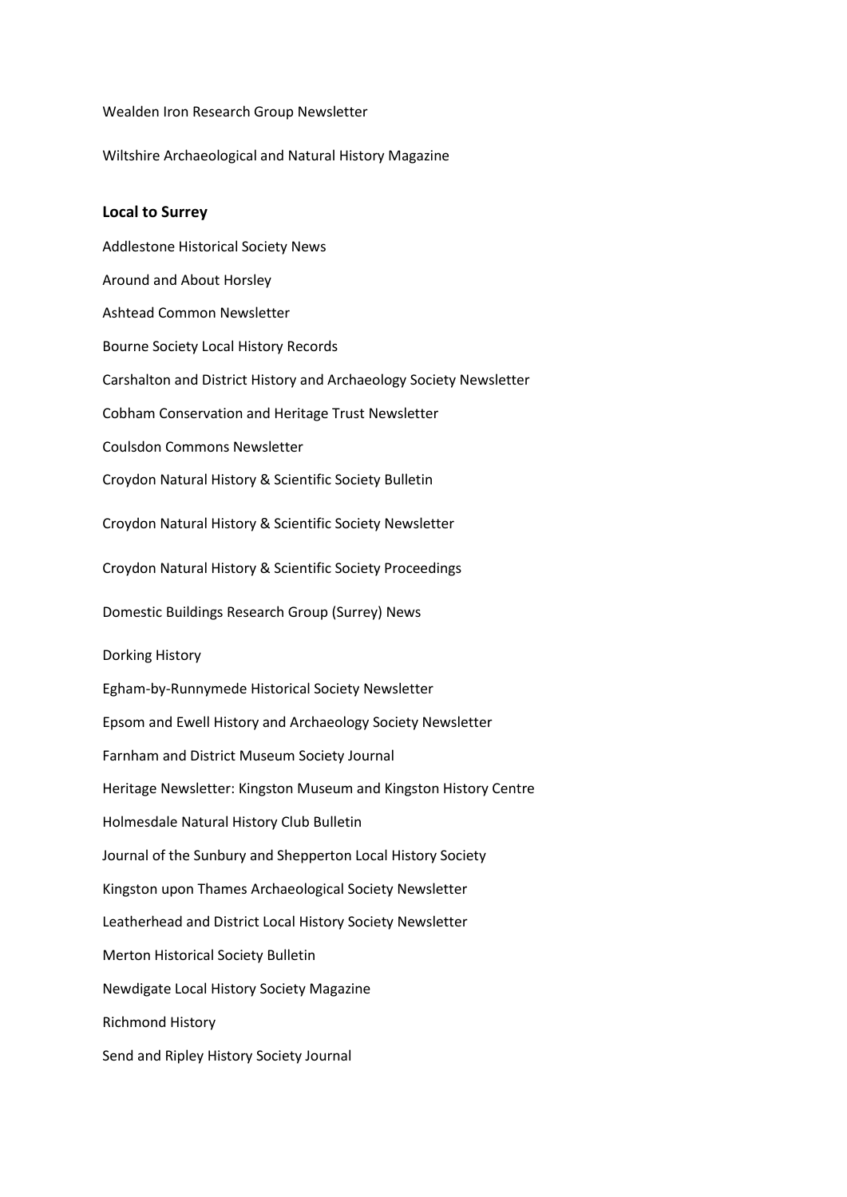Wealden Iron Research Group Newsletter

Wiltshire Archaeological and Natural History Magazine

**Local to Surrey**

Addlestone Historical Society News

Around and About Horsley

Ashtead Common Newsletter

Bourne Society Local History Records

Carshalton and District History and Archaeology Society Newsletter

Cobham Conservation and Heritage Trust Newsletter

Coulsdon Commons Newsletter

Croydon Natural History & Scientific Society Bulletin

Croydon Natural History & Scientific Society Newsletter

Croydon Natural History & Scientific Society Proceedings

Domestic Buildings Research Group (Surrey) News

Dorking History

Egham-by-Runnymede Historical Society Newsletter

Epsom and Ewell History and Archaeology Society Newsletter

Farnham and District Museum Society Journal

Heritage Newsletter: Kingston Museum and Kingston History Centre

Holmesdale Natural History Club Bulletin

Journal of the Sunbury and Shepperton Local History Society

Kingston upon Thames Archaeological Society Newsletter

Leatherhead and District Local History Society Newsletter

Merton Historical Society Bulletin

Newdigate Local History Society Magazine

Richmond History

Send and Ripley History Society Journal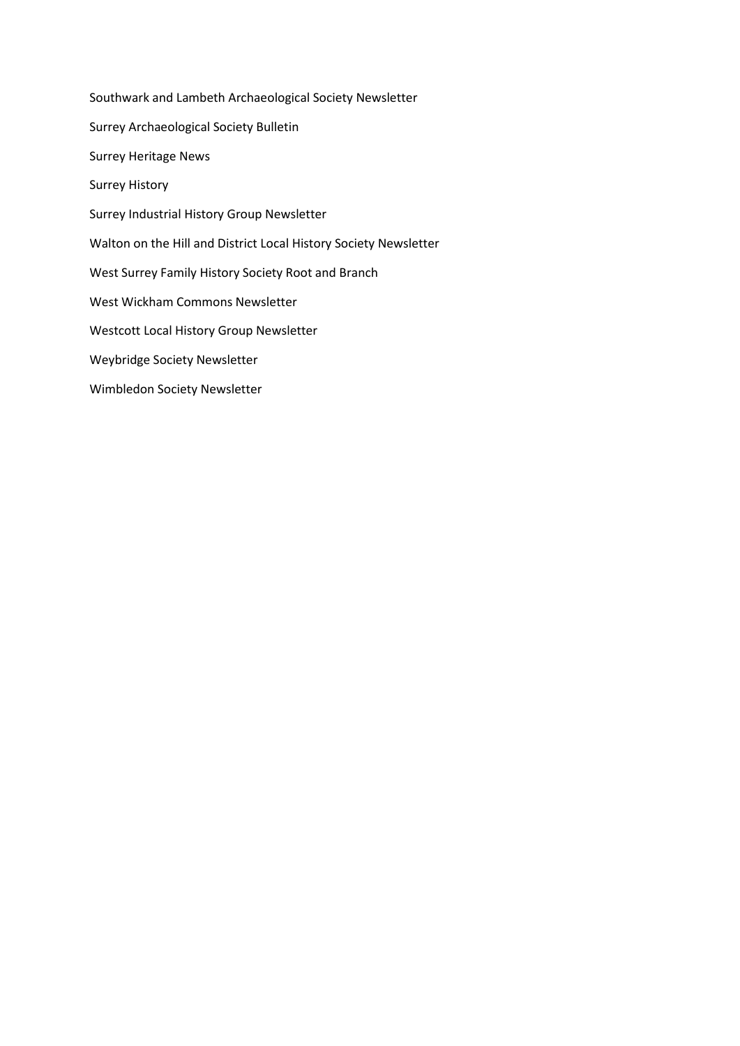Southwark and Lambeth Archaeological Society Newsletter

Surrey Archaeological Society Bulletin

Surrey Heritage News

Surrey History

Surrey Industrial History Group Newsletter

Walton on the Hill and District Local History Society Newsletter

West Surrey Family History Society Root and Branch

West Wickham Commons Newsletter

Westcott Local History Group Newsletter

Weybridge Society Newsletter

Wimbledon Society Newsletter